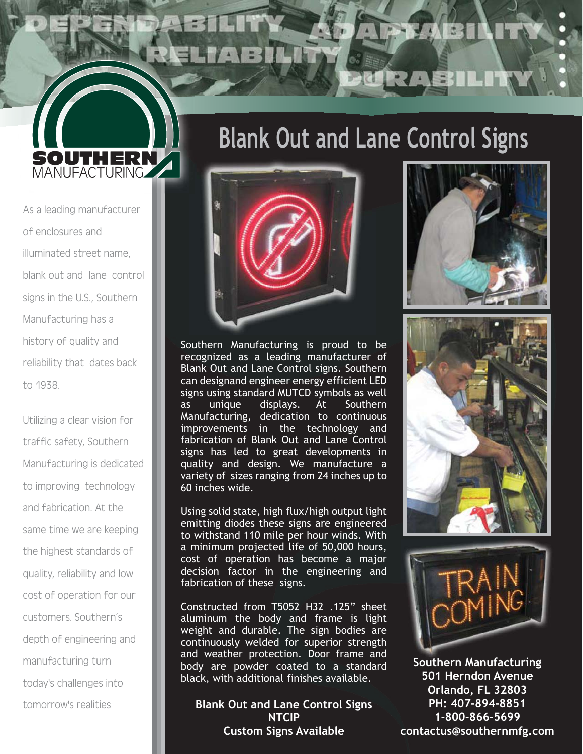DEPENDABILITY ADAPTABILITY RELIABILITY DURABILITY

SOUTHERN MANUFACTURING

# Blank Out and Lane Control Signs

As a leading manufacturer of enclosures and illuminated street name, blank out and lane control signs in the U.S., Southern Manufacturing has a history of quality and reliability that dates back to 1938.

Utilizing a clear vision for traffic safety, Southern Manufacturing is dedicated to improving technology and fabrication. At the same time we are keeping the highest standards of quality, reliability and low cost of operation for our customers. Southern's depth of engineering and manufacturing turn today's challenges into tomorrow's realities

Southern Manufacturing is proud to be recognized as a leading manufacturer of Blank Out and Lane Control signs. Southern can designand engineer energy efficient LED signs using standard MUTCD symbols as well as unique displays. At Southern Manufacturing, dedication to continuous improvements in the technology and fabrication of Blank Out and Lane Control signs has led to great developments in quality and design. We manufacture a variety of sizes ranging from 24 inches up to 60 inches wide.

Using solid state, high flux/high output light emitting diodes these signs are engineered to withstand 110 mile per hour winds. With a minimum projected life of 50,000 hours, cost of operation has become a major decision factor in the engineering and fabrication of these signs.

Constructed from T5052 H32 .125" sheet aluminum the body and frame is light weight and durable. The sign bodies are continuously welded for superior strength and weather protection. Door frame and body are powder coated to a standard black, with additional finishes available.

**Blank Out and Lane Control Signs**
**NTCIP**
**Custom Signs Available**

**Southern Manufacturing**
**501 Herndon Avenue**
**Orlando, FL 32803**
**PH: 407-894-8851**
**1-800-866-5699**
**contactus@southernmfg.com**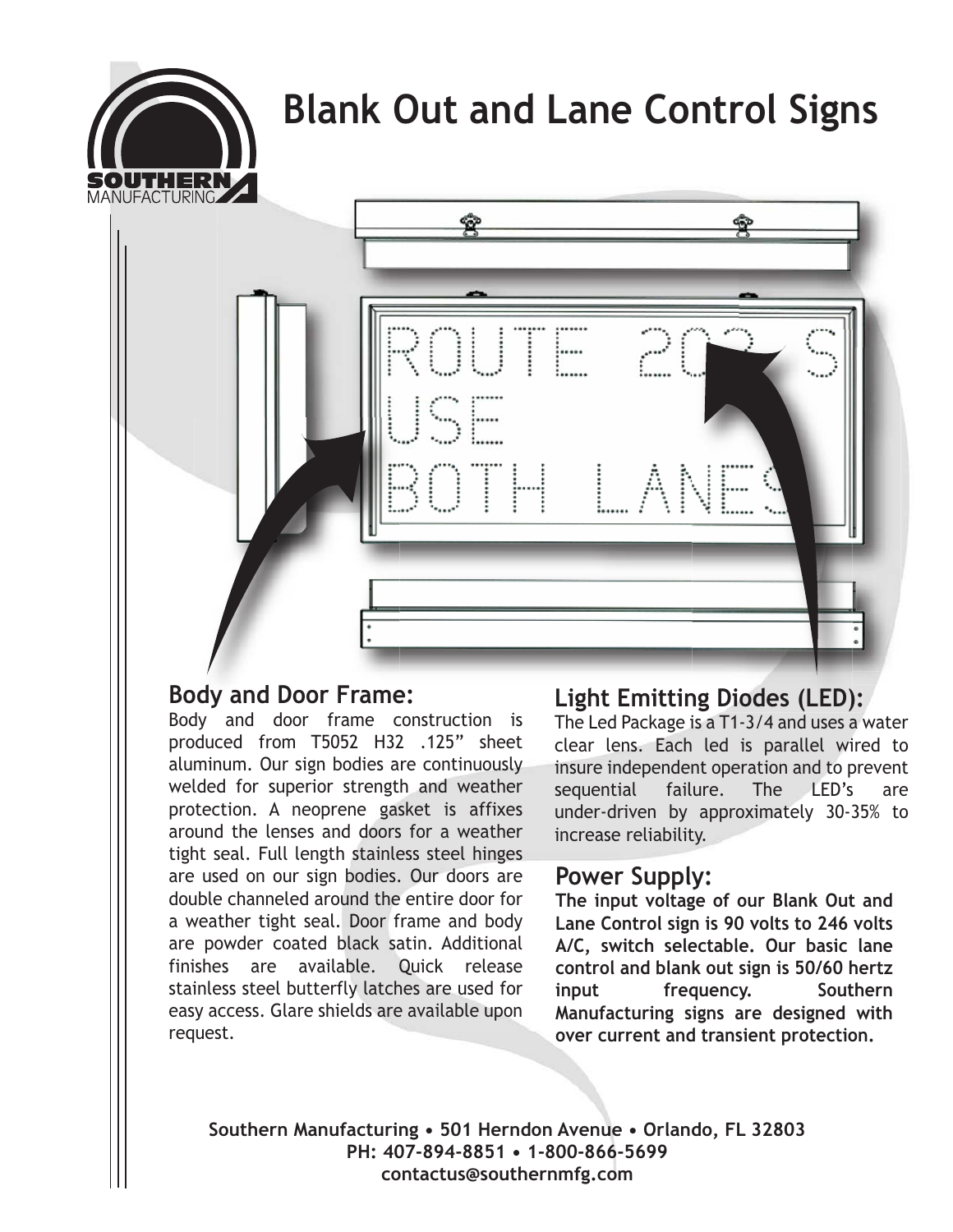# Blank Out and Lane Control Signs

## Body and Door Frame:

Body and door frame construction is produced from T5052 H32 .125" sheet aluminum. Our sign bodies are continuously welded for superior strength and weather protection. A neoprene gasket is affixes around the lenses and doors for a weather tight seal. Full length stainless steel hinges are used on our sign bodies. Our doors are double channeled around the entire door for a weather tight seal. Door frame and body are powder coated black satin. Additional finishes are available. Quick release stainless steel butterfly latches are used for easy access. Glare shields are available upon request.

## Light Emitting Diodes (LED):

The Led Package is a T1-3/4 and uses a water clear lens. Each led is parallel wired to insure independent operation and to prevent sequential failure. The LED's are under-driven by approximately 30-35% to increase reliability.

## Power Supply:

**The input voltage of our Blank Out and Lane Control sign is 90 volts to 246 volts A/C, switch selectable. Our basic lane control and blank out sign is 50/60 hertz input frequency. Southern Manufacturing signs are designed with over current and transient protection.**

**Southern Manufacturing • 501 Herndon Avenue • Orlando, FL 32803**
**PH: 407-894-8851 • 1-800-866-5699**
**contactus@southernmfg.com**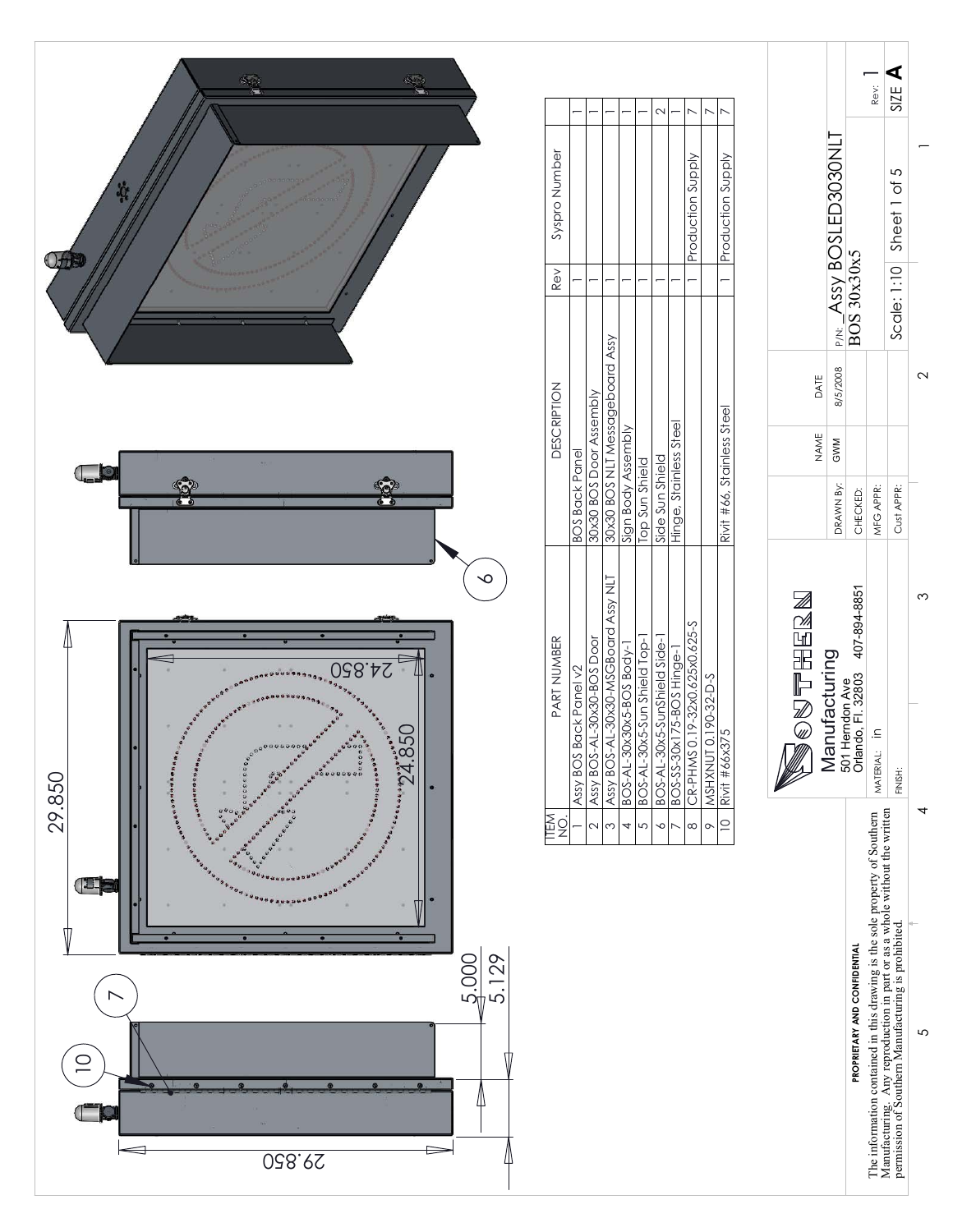29.850

29.850

24.850

24.850

5.000

5.129

| ITEM NO. | PART NUMBER | DESCRIPTION | Rev | Syspro Number | |
|---|---|---|---|---|---|
| 1 | Assy BOS Back Panel v2 | BOS Back Panel | 1 | | 1 |
| 2 | Assy BOS-AL-30x30-BOS Door | 30x30 BOS Door Assembly | 1 | | 1 |
| 3 | Assy BOS-AL-30x30-MSGBoard Assy NLT | 30x30 BOS NLT Messageboard Assy | 1 | | 1 |
| 4 | BOS-AL-30x30x5-BOS Body-1 | Sign Body Assembly | 1 | | 1 |
| 5 | BOS-AL-30x5-Sun Shield Top-1 | Top Sun Shield | 1 | | 1 |
| 6 | BOS-AL-30x5-SunShield Side-1 | Side Sun Shield | 1 | | 2 |
| 7 | BOS-SS-30x175-BOS Hinge-1 | Hinge, Stainless Steel | 1 | | 1 |
| 8 | CR-PHMS 0.19-32x0.625x0.625-S | | 1 | Production Supply | 7 |
| 9 | MSHXNUT 0.190-32-D-S | | | | 7 |
| 10 | Rivit #66x375 | Rivit #66, Stainless Steel | 1 | Production Supply | 7 |

**PROPRIETARY AND CONFIDENTIAL**

The information contained in this drawing is the sole property of Southern Manufacturing. Any reproduction in part or as a whole without the written permission of Southern Manufacturing is prohibited.

SOUTHERN Manufacturing
501 Herndon Ave
Orlando, FL 32803 407-894-8851

| | NAME | DATE |
|---|---|---|
| DRAWN By: | GWM | 8/5/2008 |
| CHECKED: | | |
| MFG APPR: | | |
| Cust APPR: | | |

MATERIAL: in

FINISH:

P/N: _Assy BOSLED3030NLT

BOS 30x30x5

Rev: 1

Scale: 1:10 | Sheet 1 of 5 | SIZE A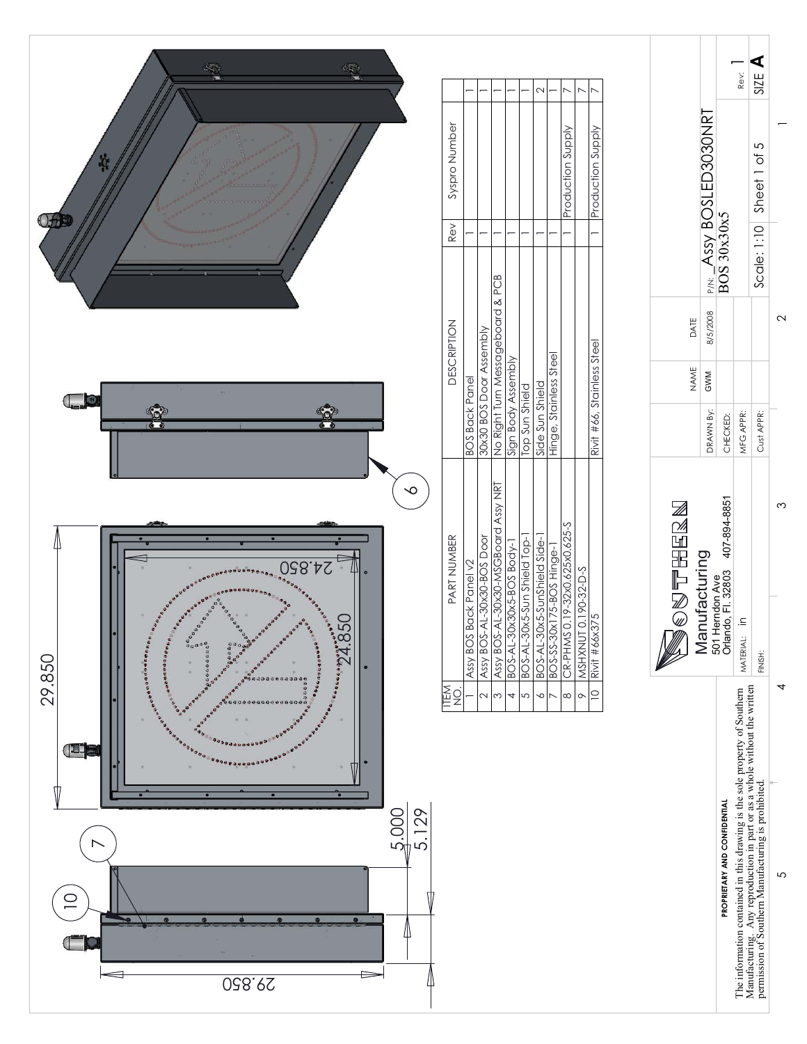29.850

29.850

24.850

24.850

5.000

5.129

| ITEM NO. | PART NUMBER | DESCRIPTION | Rev | Syspro Number | |
|---|---|---|---|---|---|
| 1 | Assy BOS Back Panel v2 | BOS Back Panel | 1 | | 1 |
| 2 | Assy BOS-AL-30x30-BOS Door | 30x30 BOS Door Assembly | 1 | | 1 |
| 3 | Assy BOS-AL-30x30-MSGBoard Assy NRT | No Right Turn Messageboard & PCB | 1 | | 1 |
| 4 | BOS-AL-30x30x5-BOS Body-1 | Sign Body Assembly | 1 | | 1 |
| 5 | BOS-AL-30x5-Sun Shield Top-1 | Top Sun Shield | 1 | | 1 |
| 6 | BOS-AL-30x5-SunShield Side-1 | Side Sun Shield | 1 | | 2 |
| 7 | BOS-SS-30x175-BOS Hinge-1 | Hinge, Stainless Steel | 1 | | 1 |
| 8 | CR-PHMS 0.19-32x0.625x0.625-S | | 1 | Production Supply | 7 |
| 9 | MSHXNUT 0.190-32-D-S | | | | 7 |
| 10 | Rivit #66x375 | Rivit #66, Stainless Steel | 1 | Production Supply | 7 |

**PROPRIETARY AND CONFIDENTIAL**

The information contained in this drawing is the sole property of Southern Manufacturing. Any reproduction in part or as a whole without the written permission of Southern Manufacturing is prohibited.

SOUTHERN Manufacturing
501 Herndon Ave
Orlando, Fl. 32803 407-894-8851

MATERIAL: in

FINISH:

| | NAME | DATE |
|---|---|---|
| DRAWN By: | GWM | 8/5/2008 |
| CHECKED: | | |
| MFG APPR: | | |
| Cust APPR: | | |

P/N: Assy BOSLED3030NRT

BOS 30x30x5

Scale: 1:10 | Sheet 1 of 5 | Rev: 1 | SIZE A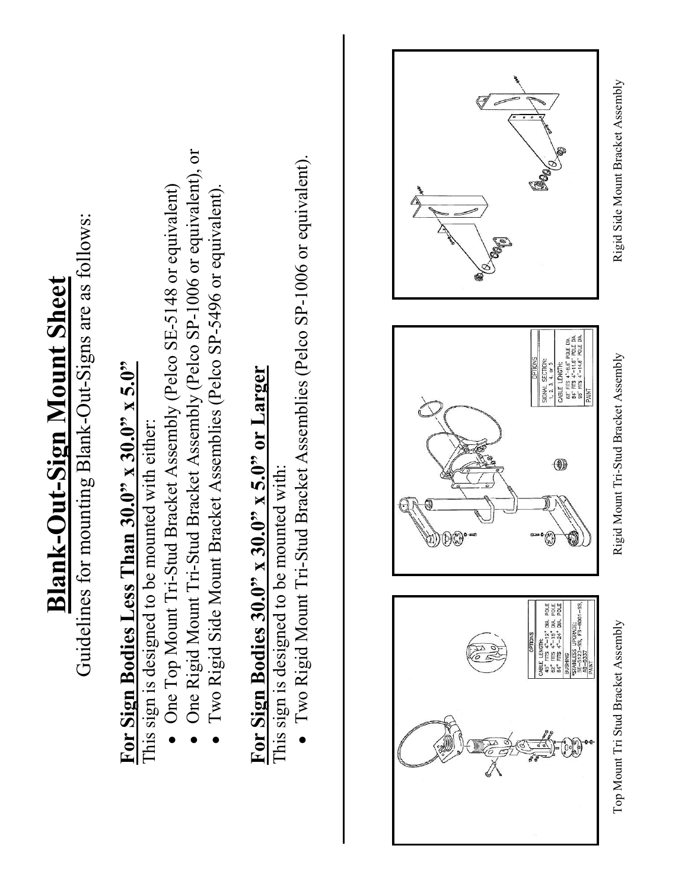# Blank-Out-Sign Mount Sheet

Guidelines for mounting Blank-Out-Signs are as follows:

## For Sign Bodies Less Than 30.0" x 30.0" x 5.0"

This sign is designed to be mounted with either:

- One Top Mount Tri-Stud Bracket Assembly (Pelco SE-5148 or equivalent)
- One Rigid Mount Tri-Stud Bracket Assembly (Pelco SP-1006 or equivalent), or
- Two Rigid Side Mount Bracket Assemblies (Pelco SP-5496 or equivalent).

## For Sign Bodies 30.0" x 30.0" x 5.0" or Larger

This sign is designed to be mounted with:

- Two Rigid Mount Tri-Stud Bracket Assemblies (Pelco SP-1006 or equivalent).

Top Mount Tri Stud Bracket Assembly

Rigid Mount Tri-Stud Bracket Assembly

Rigid Side Mount Bracket Assembly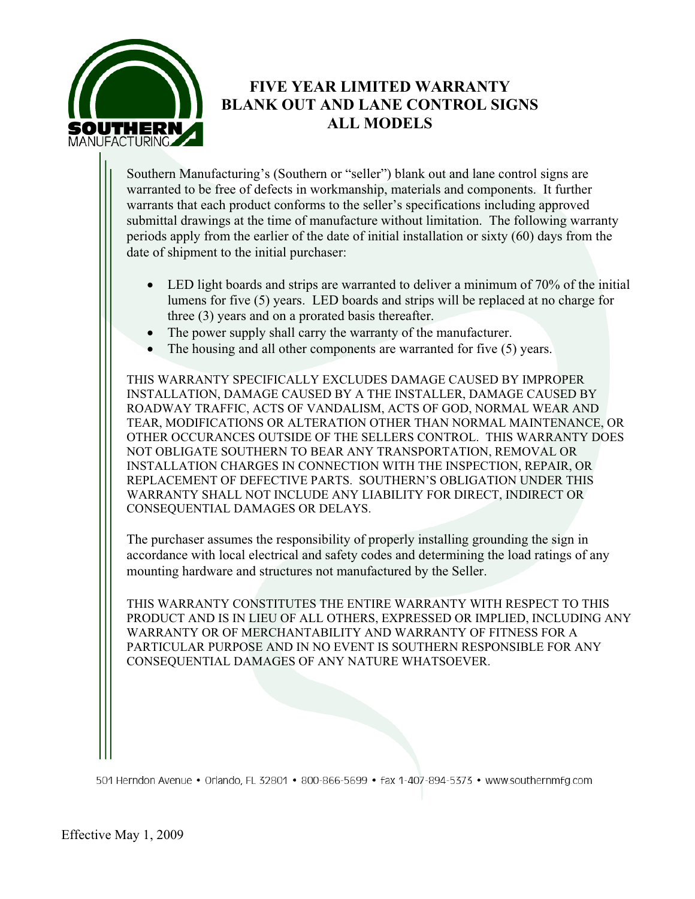# FIVE YEAR LIMITED WARRANTY
# BLANK OUT AND LANE CONTROL SIGNS
# ALL MODELS

Southern Manufacturing's (Southern or "seller") blank out and lane control signs are warranted to be free of defects in workmanship, materials and components. It further warrants that each product conforms to the seller's specifications including approved submittal drawings at the time of manufacture without limitation. The following warranty periods apply from the earlier of the date of initial installation or sixty (60) days from the date of shipment to the initial purchaser:

- LED light boards and strips are warranted to deliver a minimum of 70% of the initial lumens for five (5) years. LED boards and strips will be replaced at no charge for three (3) years and on a prorated basis thereafter.
- The power supply shall carry the warranty of the manufacturer.
- The housing and all other components are warranted for five (5) years.

THIS WARRANTY SPECIFICALLY EXCLUDES DAMAGE CAUSED BY IMPROPER INSTALLATION, DAMAGE CAUSED BY A THE INSTALLER, DAMAGE CAUSED BY ROADWAY TRAFFIC, ACTS OF VANDALISM, ACTS OF GOD, NORMAL WEAR AND TEAR, MODIFICATIONS OR ALTERATION OTHER THAN NORMAL MAINTENANCE, OR OTHER OCCURANCES OUTSIDE OF THE SELLERS CONTROL. THIS WARRANTY DOES NOT OBLIGATE SOUTHERN TO BEAR ANY TRANSPORTATION, REMOVAL OR INSTALLATION CHARGES IN CONNECTION WITH THE INSPECTION, REPAIR, OR REPLACEMENT OF DEFECTIVE PARTS. SOUTHERN'S OBLIGATION UNDER THIS WARRANTY SHALL NOT INCLUDE ANY LIABILITY FOR DIRECT, INDIRECT OR CONSEQUENTIAL DAMAGES OR DELAYS.

The purchaser assumes the responsibility of properly installing grounding the sign in accordance with local electrical and safety codes and determining the load ratings of any mounting hardware and structures not manufactured by the Seller.

THIS WARRANTY CONSTITUTES THE ENTIRE WARRANTY WITH RESPECT TO THIS PRODUCT AND IS IN LIEU OF ALL OTHERS, EXPRESSED OR IMPLIED, INCLUDING ANY WARRANTY OR OF MERCHANTABILITY AND WARRANTY OF FITNESS FOR A PARTICULAR PURPOSE AND IN NO EVENT IS SOUTHERN RESPONSIBLE FOR ANY CONSEQUENTIAL DAMAGES OF ANY NATURE WHATSOEVER.

501 Herndon Avenue • Orlando, FL 32801 • 800-866-5699 • fax 1-407-894-5373 • www.southernmfg.com

Effective May 1, 2009